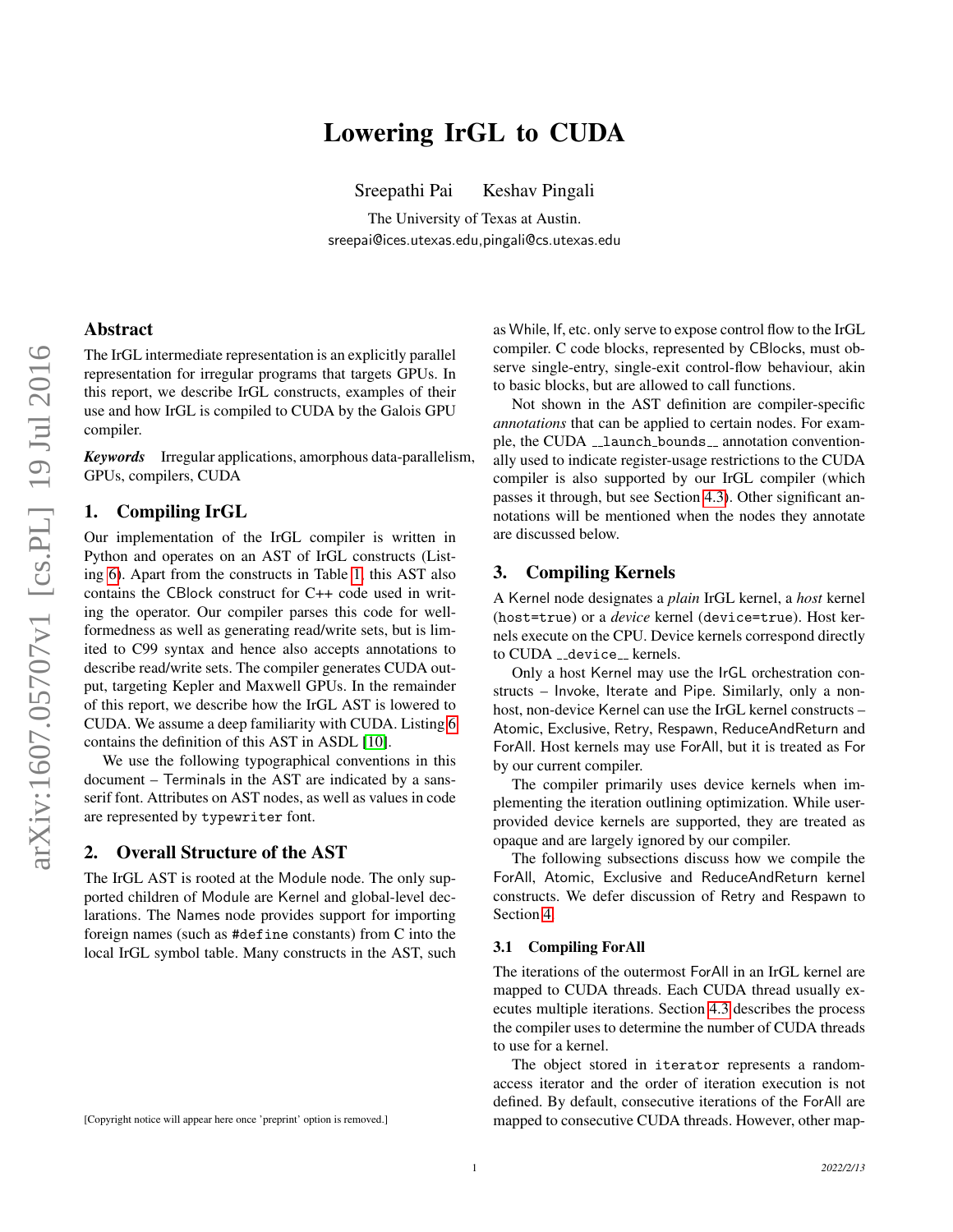# Lowering IrGL to CUDA

Sreepathi Pai Keshav Pingali

The University of Texas at Austin.
sreepai@ices.utexas.edu,pingali@cs.utexas.edu

## Abstract

The IrGL intermediate representation is an explicitly parallel representation for irregular programs that targets GPUs. In this report, we describe IrGL constructs, examples of their use and how IrGL is compiled to CUDA by the Galois GPU compiler.

***Keywords*** Irregular applications, amorphous data-parallelism, GPUs, compilers, CUDA

## 1. Compiling IrGL

Our implementation of the IrGL compiler is written in Python and operates on an AST of IrGL constructs (Listing 6). Apart from the constructs in Table 1, this AST also contains the CBlock construct for C++ code used in writing the operator. Our compiler parses this code for well-formedness as well as generating read/write sets, but is limited to C99 syntax and hence also accepts annotations to describe read/write sets. The compiler generates CUDA output, targeting Kepler and Maxwell GPUs. In the remainder of this report, we describe how the IrGL AST is lowered to CUDA. We assume a deep familiarity with CUDA. Listing 6 contains the definition of this AST in ASDL [10].

We use the following typographical conventions in this document – Terminals in the AST are indicated by a sans-serif font. Attributes on AST nodes, as well as values in code are represented by `typewriter` font.

## 2. Overall Structure of the AST

The IrGL AST is rooted at the Module node. The only supported children of Module are Kernel and global-level declarations. The Names node provides support for importing foreign names (such as `#define` constants) from C into the local IrGL symbol table. Many constructs in the AST, such as While, If, etc. only serve to expose control flow to the IrGL compiler. C code blocks, represented by CBlocks, must observe single-entry, single-exit control-flow behaviour, akin to basic blocks, but are allowed to call functions.

Not shown in the AST definition are compiler-specific *annotations* that can be applied to certain nodes. For example, the CUDA `__launch_bounds__` annotation conventionally used to indicate register-usage restrictions to the CUDA compiler is also supported by our IrGL compiler (which passes it through, but see Section 4.3). Other significant annotations will be mentioned when the nodes they annotate are discussed below.

## 3. Compiling Kernels

A Kernel node designates a *plain* IrGL kernel, a *host* kernel (`host=true`) or a *device* kernel (`device=true`). Host kernels execute on the CPU. Device kernels correspond directly to CUDA `__device__` kernels.

Only a host Kernel may use the IrGL orchestration constructs – Invoke, Iterate and Pipe. Similarly, only a non-host, non-device Kernel can use the IrGL kernel constructs – Atomic, Exclusive, Retry, Respawn, ReduceAndReturn and ForAll. Host kernels may use ForAll, but it is treated as For by our current compiler.

The compiler primarily uses device kernels when implementing the iteration outlining optimization. While user-provided device kernels are supported, they are treated as opaque and are largely ignored by our compiler.

The following subsections discuss how we compile the ForAll, Atomic, Exclusive and ReduceAndReturn kernel constructs. We defer discussion of Retry and Respawn to Section 4.

### 3.1 Compiling ForAll

The iterations of the outermost ForAll in an IrGL kernel are mapped to CUDA threads. Each CUDA thread usually executes multiple iterations. Section 4.3 describes the process the compiler uses to determine the number of CUDA threads to use for a kernel.

The object stored in `iterator` represents a random-access iterator and the order of iteration execution is not defined. By default, consecutive iterations of the ForAll are mapped to consecutive CUDA threads. However, other map-

[Copyright notice will appear here once 'preprint' option is removed.]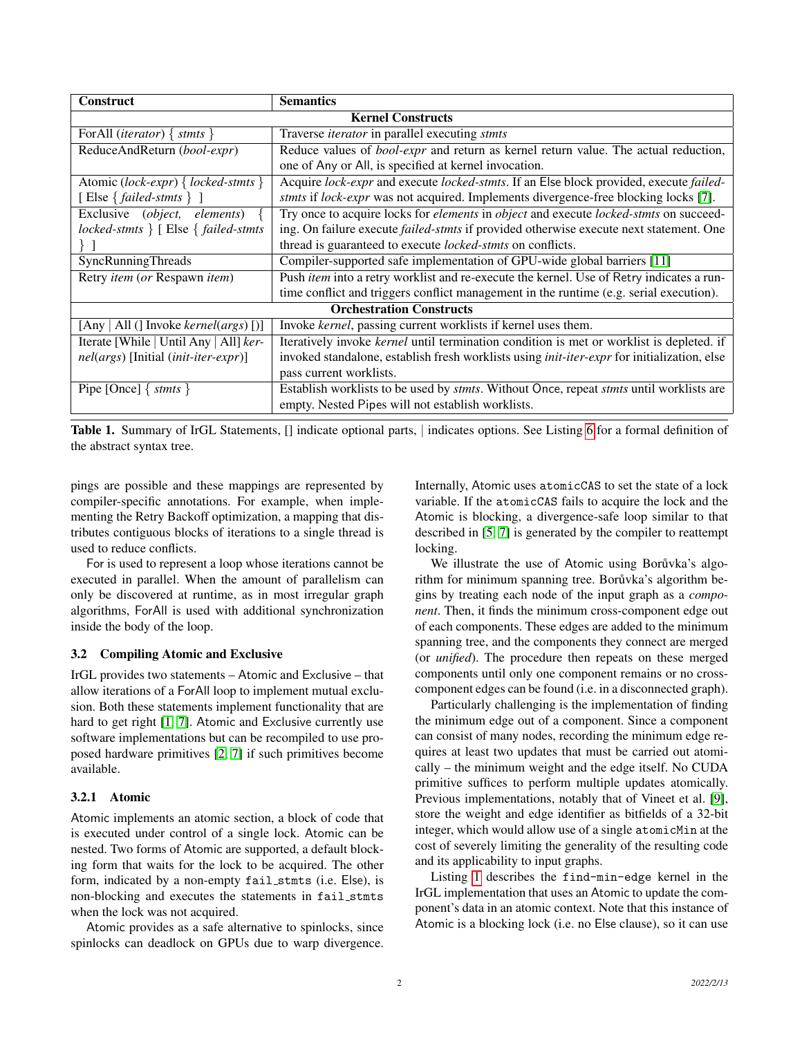| Construct | Semantics |
|---|---|
| **Kernel Constructs** | |
| ForAll (*iterator*) { *stmts* } | Traverse *iterator* in parallel executing *stmts* |
| ReduceAndReturn (*bool-expr*) | Reduce values of *bool-expr* and return as kernel return value. The actual reduction, one of Any or All, is specified at kernel invocation. |
| Atomic (*lock-expr*) { *locked-stmts* } [ Else { *failed-stmts* } ] | Acquire *lock-expr* and execute *locked-stmts*. If an Else block provided, execute *failed-stmts* if *lock-expr* was not acquired. Implements divergence-free blocking locks [7]. |
| Exclusive (*object, elements*) { *locked-stmts* } [ Else { *failed-stmts* } ] | Try once to acquire locks for *elements* in *object* and execute *locked-stmts* on succeeding. On failure execute *failed-stmts* if provided otherwise execute next statement. One thread is guaranteed to execute *locked-stmts* on conflicts. |
| SyncRunningThreads | Compiler-supported safe implementation of GPU-wide global barriers [11] |
| Retry *item* (*or* Respawn *item*) | Push *item* into a retry worklist and re-execute the kernel. Use of Retry indicates a runtime conflict and triggers conflict management in the runtime (e.g. serial execution). |
| **Orchestration Constructs** | |
| [Any \| All (] Invoke *kernel*(*args*) [)] | Invoke *kernel*, passing current worklists if kernel uses them. |
| Iterate [While \| Until Any \| All] *kernel*(*args*) [Initial (*init-iter-expr*)] | Iteratively invoke *kernel* until termination condition is met or worklist is depleted. if invoked standalone, establish fresh worklists using *init-iter-expr* for initialization, else pass current worklists. |
| Pipe [Once] { *stmts* } | Establish worklists to be used by *stmts*. Without Once, repeat *stmts* until worklists are empty. Nested Pipes will not establish worklists. |

**Table 1.** Summary of IrGL Statements, [] indicate optional parts, | indicates options. See Listing 6 for a formal definition of the abstract syntax tree.

pings are possible and these mappings are represented by compiler-specific annotations. For example, when implementing the Retry Backoff optimization, a mapping that distributes contiguous blocks of iterations to a single thread is used to reduce conflicts.

For is used to represent a loop whose iterations cannot be executed in parallel. When the amount of parallelism can only be discovered at runtime, as in most irregular graph algorithms, ForAll is used with additional synchronization inside the body of the loop.

### 3.2 Compiling Atomic and Exclusive

IrGL provides two statements – Atomic and Exclusive – that allow iterations of a ForAll loop to implement mutual exclusion. Both these statements implement functionality that are hard to get right [1, 7]. Atomic and Exclusive currently use software implementations but can be recompiled to use proposed hardware primitives [2, 7] if such primitives become available.

#### 3.2.1 Atomic

Atomic implements an atomic section, a block of code that is executed under control of a single lock. Atomic can be nested. Two forms of Atomic are supported, a default blocking form that waits for the lock to be acquired. The other form, indicated by a non-empty `fail_stmts` (i.e. Else), is non-blocking and executes the statements in `fail_stmts` when the lock was not acquired.

Atomic provides as a safe alternative to spinlocks, since spinlocks can deadlock on GPUs due to warp divergence. Internally, Atomic uses `atomicCAS` to set the state of a lock variable. If the `atomicCAS` fails to acquire the lock and the Atomic is blocking, a divergence-safe loop similar to that described in [5, 7] is generated by the compiler to reattempt locking.

We illustrate the use of Atomic using Borůvka's algorithm for minimum spanning tree. Borůvka's algorithm begins by treating each node of the input graph as a *component*. Then, it finds the minimum cross-component edge out of each components. These edges are added to the minimum spanning tree, and the components they connect are merged (or *unified*). The procedure then repeats on these merged components until only one component remains or no cross-component edges can be found (i.e. in a disconnected graph).

Particularly challenging is the implementation of finding the minimum edge out of a component. Since a component can consist of many nodes, recording the minimum edge requires at least two updates that must be carried out atomically – the minimum weight and the edge itself. No CUDA primitive suffices to perform multiple updates atomically. Previous implementations, notably that of Vineet et al. [9], store the weight and edge identifier as bitfields of a 32-bit integer, which would allow use of a single `atomicMin` at the cost of severely limiting the generality of the resulting code and its applicability to input graphs.

Listing 1 describes the `find-min-edge` kernel in the IrGL implementation that uses an Atomic to update the component's data in an atomic context. Note that this instance of Atomic is a blocking lock (i.e. no Else clause), so it can use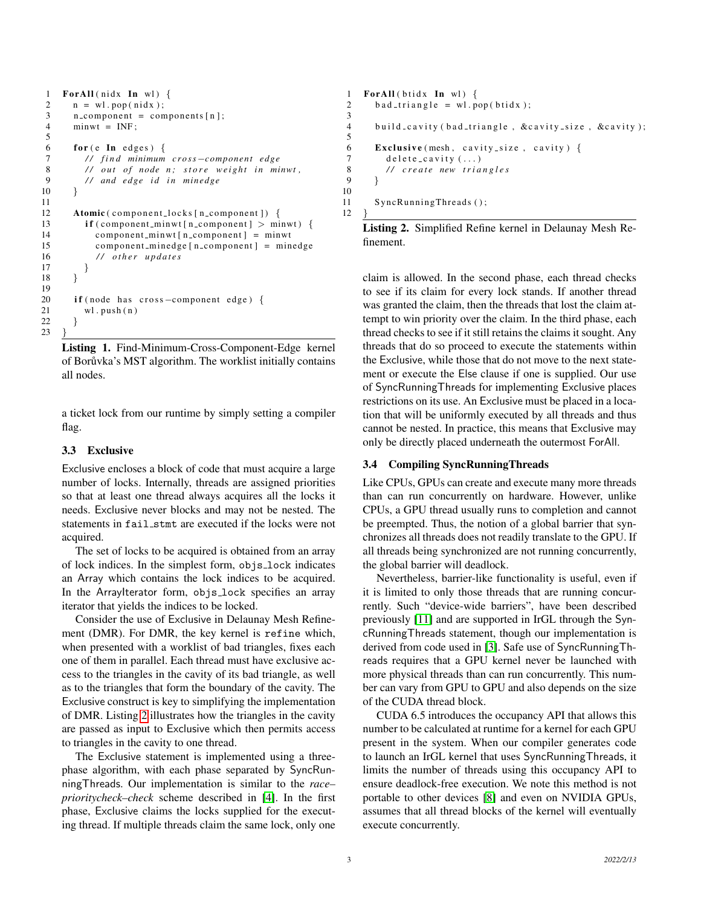```
ForAll(nidx In wl) {
  n = wl.pop(nidx);
  n_component = components[n];
  minwt = INF;

  for(e In edges) {
    // find minimum cross-component edge
    // out of node n; store weight in minwt,
    // and edge id in minedge
  }

  Atomic(component_locks[n_component]) {
    if(component_minwt[n_component] > minwt) {
      component_minwt[n_component] = minwt
      component_minedge[n_component] = minedge
      // other updates
    }
  }

  if(node has cross-component edge) {
    wl.push(n)
  }
}
```

**Listing 1.** Find-Minimum-Cross-Component-Edge kernel of Borůvka's MST algorithm. The worklist initially contains all nodes.

a ticket lock from our runtime by simply setting a compiler flag.

### 3.3 Exclusive

Exclusive encloses a block of code that must acquire a large number of locks. Internally, threads are assigned priorities so that at least one thread always acquires all the locks it needs. Exclusive never blocks and may not be nested. The statements in `fail_stmt` are executed if the locks were not acquired.

The set of locks to be acquired is obtained from an array of lock indices. In the simplest form, `objs_lock` indicates an Array which contains the lock indices to be acquired. In the ArrayIterator form, `objs_lock` specifies an array iterator that yields the indices to be locked.

Consider the use of Exclusive in Delaunay Mesh Refinement (DMR). For DMR, the key kernel is `refine` which, when presented with a worklist of bad triangles, fixes each one of them in parallel. Each thread must have exclusive access to the triangles in the cavity of its bad triangle, as well as to the triangles that form the boundary of the cavity. The Exclusive construct is key to simplifying the implementation of DMR. Listing 2 illustrates how the triangles in the cavity are passed as input to Exclusive which then permits access to triangles in the cavity to one thread.

The Exclusive statement is implemented using a three-phase algorithm, with each phase separated by SyncRunningThreads. Our implementation is similar to the *race–prioritycheck–check* scheme described in [4]. In the first phase, Exclusive claims the locks supplied for the executing thread. If multiple threads claim the same lock, only one

```
ForAll(btidx In wl) {
  bad_triangle = wl.pop(btidx);

  build_cavity(bad_triangle, &cavity_size, &cavity);

  Exclusive(mesh, cavity_size, cavity) {
    delete_cavity(...)
    // create new triangles
  }

  SyncRunningThreads();
}
```

**Listing 2.** Simplified Refine kernel in Delaunay Mesh Refinement.

claim is allowed. In the second phase, each thread checks to see if its claim for every lock stands. If another thread was granted the claim, then the threads that lost the claim attempt to win priority over the claim. In the third phase, each thread checks to see if it still retains the claims it sought. Any threads that do so proceed to execute the statements within the Exclusive, while those that do not move to the next statement or execute the Else clause if one is supplied. Our use of SyncRunningThreads for implementing Exclusive places restrictions on its use. An Exclusive must be placed in a location that will be uniformly executed by all threads and thus cannot be nested. In practice, this means that Exclusive may only be directly placed underneath the outermost ForAll.

### 3.4 Compiling SyncRunningThreads

Like CPUs, GPUs can create and execute many more threads than can run concurrently on hardware. However, unlike CPUs, a GPU thread usually runs to completion and cannot be preempted. Thus, the notion of a global barrier that synchronizes all threads does not readily translate to the GPU. If all threads being synchronized are not running concurrently, the global barrier will deadlock.

Nevertheless, barrier-like functionality is useful, even if it is limited to only those threads that are running concurrently. Such "device-wide barriers", have been described previously [11] and are supported in IrGL through the SyncRunningThreads statement, though our implementation is derived from code used in [3]. Safe use of SyncRunningThreads requires that a GPU kernel never be launched with more physical threads than can run concurrently. This number can vary from GPU to GPU and also depends on the size of the CUDA thread block.

CUDA 6.5 introduces the occupancy API that allows this number to be calculated at runtime for a kernel for each GPU present in the system. When our compiler generates code to launch an IrGL kernel that uses SyncRunningThreads, it limits the number of threads using this occupancy API to ensure deadlock-free execution. We note this method is not portable to other devices [8] and even on NVIDIA GPUs, assumes that all thread blocks of the kernel will eventually execute concurrently.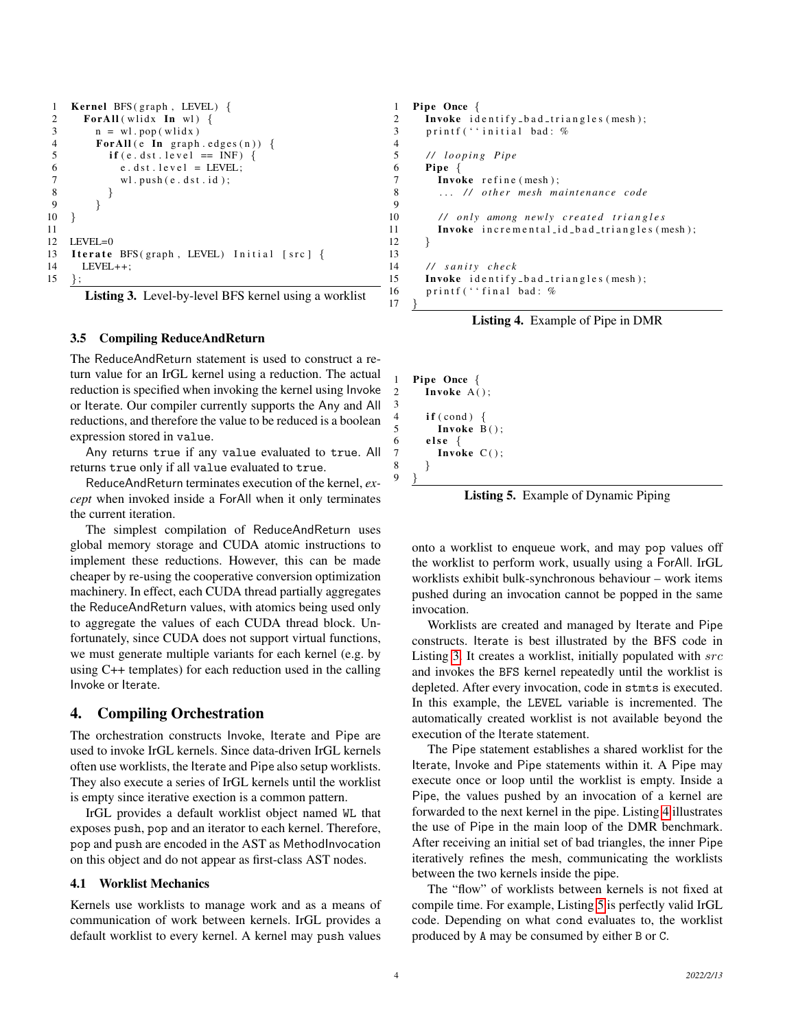```
Kernel BFS(graph, LEVEL) {
  ForAll(wlidx In wl) {
    n = wl.pop(wlidx)
    ForAll(e In graph.edges(n)) {
      if(e.dst.level == INF) {
        e.dst.level = LEVEL;
        wl.push(e.dst.id);
      }
    }
}

LEVEL=0
Iterate BFS(graph, LEVEL) Initial [src] {
  LEVEL++;
};
```

**Listing 3.** Level-by-level BFS kernel using a worklist

### 3.5 Compiling ReduceAndReturn

The ReduceAndReturn statement is used to construct a return value for an IrGL kernel using a reduction. The actual reduction is specified when invoking the kernel using Invoke or Iterate. Our compiler currently supports the Any and All reductions, and therefore the value to be reduced is a boolean expression stored in `value`.

Any returns `true` if any `value` evaluated to `true`. All returns `true` only if all `value` evaluated to `true`.

ReduceAndReturn terminates execution of the kernel, *except* when invoked inside a ForAll when it only terminates the current iteration.

The simplest compilation of ReduceAndReturn uses global memory storage and CUDA atomic instructions to implement these reductions. However, this can be made cheaper by re-using the cooperative conversion optimization machinery. In effect, each CUDA thread partially aggregates the ReduceAndReturn values, with atomics being used only to aggregate the values of each CUDA thread block. Unfortunately, since CUDA does not support virtual functions, we must generate multiple variants for each kernel (e.g. by using C++ templates) for each reduction used in the calling Invoke or Iterate.

## 4. Compiling Orchestration

The orchestration constructs Invoke, Iterate and Pipe are used to invoke IrGL kernels. Since data-driven IrGL kernels often use worklists, the Iterate and Pipe also setup worklists. They also execute a series of IrGL kernels until the worklist is empty since iterative exection is a common pattern.

IrGL provides a default worklist object named `WL` that exposes `push`, `pop` and an iterator to each kernel. Therefore, `pop` and `push` are encoded in the AST as MethodInvocation on this object and do not appear as first-class AST nodes.

### 4.1 Worklist Mechanics

Kernels use worklists to manage work and as a means of communication of work between kernels. IrGL provides a default worklist to every kernel. A kernel may `push` values onto a worklist to enqueue work, and may `pop` values off the worklist to perform work, usually using a ForAll. IrGL worklists exhibit bulk-synchronous behaviour – work items pushed during an invocation cannot be popped in the same invocation.

```
Pipe Once {
  Invoke identify_bad_triangles(mesh);
  printf(``initial bad: %

  // looping Pipe
  Pipe {
    Invoke refine(mesh);
    ... // other mesh maintenance code

    // only among newly created triangles
    Invoke incremental_id_bad_triangles(mesh);
  }

  // sanity check
  Invoke identify_bad_triangles(mesh);
  printf(``final bad: %
}
```

**Listing 4.** Example of Pipe in DMR

```
Pipe Once {
  Invoke A();

  if(cond) {
    Invoke B();
  else {
    Invoke C();
  }
}
```

**Listing 5.** Example of Dynamic Piping

Worklists are created and managed by Iterate and Pipe constructs. Iterate is best illustrated by the BFS code in Listing 3. It creates a worklist, initially populated with $src$ and invokes the `BFS` kernel repeatedly until the worklist is depleted. After every invocation, code in `stmts` is executed. In this example, the `LEVEL` variable is incremented. The automatically created worklist is not available beyond the execution of the Iterate statement.

The Pipe statement establishes a shared worklist for the Iterate, Invoke and Pipe statements within it. A Pipe may execute once or loop until the worklist is empty. Inside a Pipe, the values pushed by an invocation of a kernel are forwarded to the next kernel in the pipe. Listing 4 illustrates the use of Pipe in the main loop of the DMR benchmark. After receiving an initial set of bad triangles, the inner Pipe iteratively refines the mesh, communicating the worklists between the two kernels inside the pipe.

The "flow" of worklists between kernels is not fixed at compile time. For example, Listing 5 is perfectly valid IrGL code. Depending on what `cond` evaluates to, the worklist produced by `A` may be consumed by either `B` or `C`.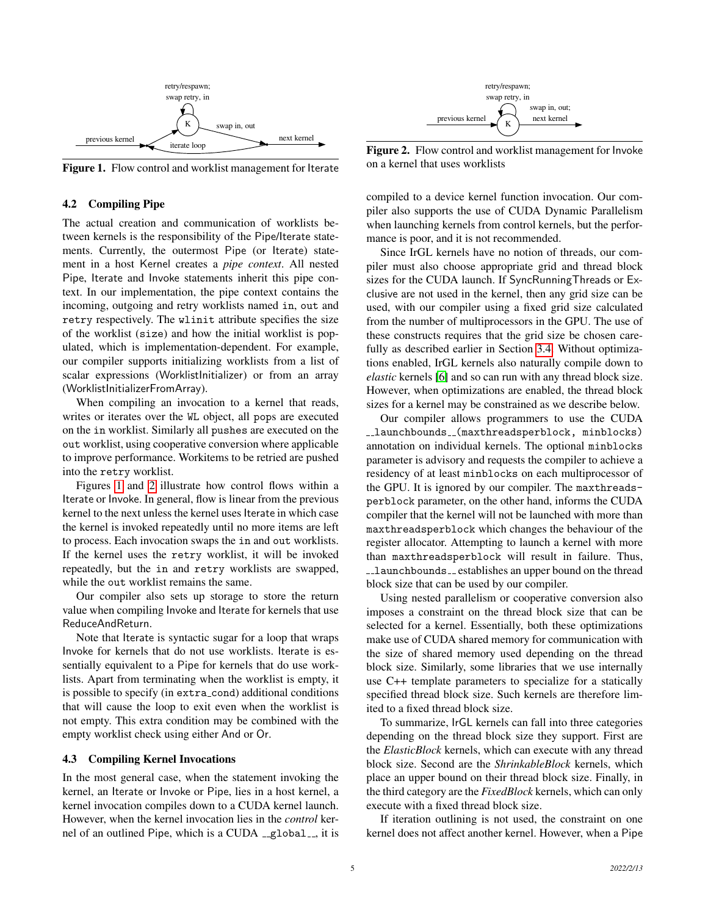Figure 1. Flow control and worklist management for Iterate

Figure 2. Flow control and worklist management for Invoke on a kernel that uses worklists

### 4.2 Compiling Pipe

The actual creation and communication of worklists between kernels is the responsibility of the Pipe/Iterate statements. Currently, the outermost Pipe (or Iterate) statement in a host Kernel creates a *pipe context*. All nested Pipe, Iterate and Invoke statements inherit this pipe context. In our implementation, the pipe context contains the incoming, outgoing and retry worklists named `in`, `out` and `retry` respectively. The `wlinit` attribute specifies the size of the worklist (`size`) and how the initial worklist is populated, which is implementation-dependent. For example, our compiler supports initializing worklists from a list of scalar expressions (WorklistInitializer) or from an array (WorklistInitializerFromArray).

When compiling an invocation to a kernel that reads, writes or iterates over the `WL` object, all `pops` are executed on the `in` worklist. Similarly all `pushes` are executed on the `out` worklist, using cooperative conversion where applicable to improve performance. Workitems to be retried are pushed into the `retry` worklist.

Figures 1 and 2 illustrate how control flows within a Iterate or Invoke. In general, flow is linear from the previous kernel to the next unless the kernel uses Iterate in which case the kernel is invoked repeatedly until no more items are left to process. Each invocation swaps the `in` and `out` worklists. If the kernel uses the `retry` worklist, it will be invoked repeatedly, but the `in` and `retry` worklists are swapped, while the `out` worklist remains the same.

Our compiler also sets up storage to store the return value when compiling Invoke and Iterate for kernels that use ReduceAndReturn.

Note that Iterate is syntactic sugar for a loop that wraps Invoke for kernels that do not use worklists. Iterate is essentially equivalent to a Pipe for kernels that do use worklists. Apart from terminating when the worklist is empty, it is possible to specify (in `extra_cond`) additional conditions that will cause the loop to exit even when the worklist is not empty. This extra condition may be combined with the empty worklist check using either And or Or.

### 4.3 Compiling Kernel Invocations

In the most general case, when the statement invoking the kernel, an Iterate or Invoke or Pipe, lies in a host kernel, a kernel invocation compiles down to a CUDA kernel launch. However, when the kernel invocation lies in the *control* kernel of an outlined Pipe, which is a CUDA `__global__`, it is compiled to a device kernel function invocation. Our compiler also supports the use of CUDA Dynamic Parallelism when launching kernels from control kernels, but the performance is poor, and it is not recommended.

Since IrGL kernels have no notion of threads, our compiler must also choose appropriate grid and thread block sizes for the CUDA launch. If SyncRunningThreads or Exclusive are not used in the kernel, then any grid size can be used, with our compiler using a fixed grid size calculated from the number of multiprocessors in the GPU. The use of these constructs requires that the grid size be chosen carefully as described earlier in Section 3.4. Without optimizations enabled, IrGL kernels also naturally compile down to *elastic* kernels [6] and so can run with any thread block size. However, when optimizations are enabled, the thread block sizes for a kernel may be constrained as we describe below.

Our compiler allows programmers to use the CUDA `__launchbounds__(maxthreadsperblock, minblocks)` annotation on individual kernels. The optional `minblocks` parameter is advisory and requests the compiler to achieve a residency of at least `minblocks` on each multiprocessor of the GPU. It is ignored by our compiler. The `maxthreadsperblock` parameter, on the other hand, informs the CUDA compiler that the kernel will not be launched with more than `maxthreadsperblock` which changes the behaviour of the register allocator. Attempting to launch a kernel with more than `maxthreadsperblock` will result in failure. Thus, `__launchbounds__` establishes an upper bound on the thread block size that can be used by our compiler.

Using nested parallelism or cooperative conversion also imposes a constraint on the thread block size that can be selected for a kernel. Essentially, both these optimizations make use of CUDA shared memory for communication with the size of shared memory used depending on the thread block size. Similarly, some libraries that we use internally use C++ template parameters to specialize for a statically specified thread block size. Such kernels are therefore limited to a fixed thread block size.

To summarize, IrGL kernels can fall into three categories depending on the thread block size they support. First are the *ElasticBlock* kernels, which can execute with any thread block size. Second are the *ShrinkableBlock* kernels, which place an upper bound on their thread block size. Finally, in the third category are the *FixedBlock* kernels, which can only execute with a fixed thread block size.

If iteration outlining is not used, the constraint on one kernel does not affect another kernel. However, when a Pipe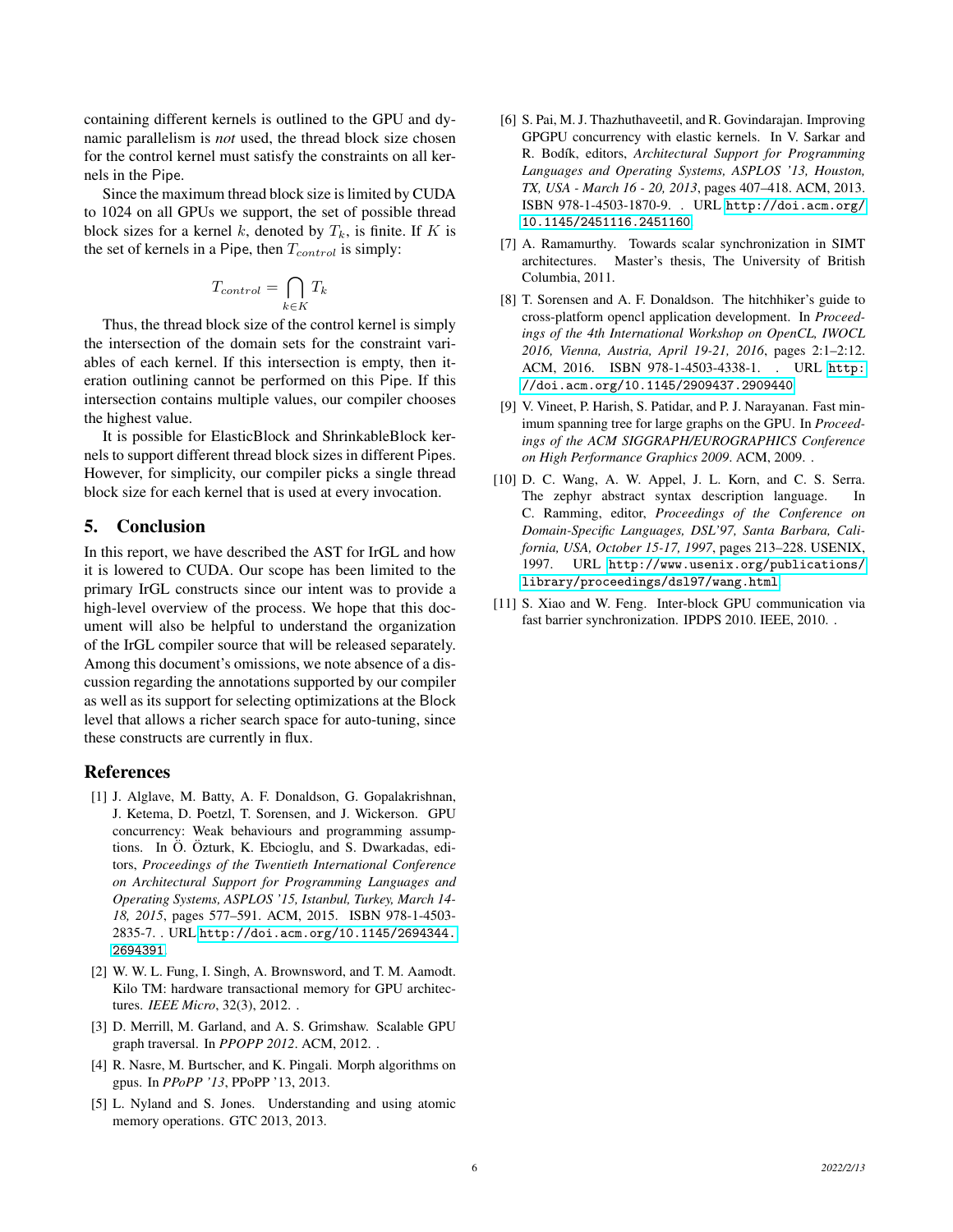containing different kernels is outlined to the GPU and dynamic parallelism is *not* used, the thread block size chosen for the control kernel must satisfy the constraints on all kernels in the Pipe.

Since the maximum thread block size is limited by CUDA to 1024 on all GPUs we support, the set of possible thread block sizes for a kernel $k$, denoted by $T_k$, is finite. If $K$ is the set of kernels in a Pipe, then $T_{control}$ is simply:

$$T_{control} = \bigcap_{k \in K} T_k$$

Thus, the thread block size of the control kernel is simply the intersection of the domain sets for the constraint variables of each kernel. If this intersection is empty, then iteration outlining cannot be performed on this Pipe. If this intersection contains multiple values, our compiler chooses the highest value.

It is possible for ElasticBlock and ShrinkableBlock kernels to support different thread block sizes in different Pipes. However, for simplicity, our compiler picks a single thread block size for each kernel that is used at every invocation.

## 5. Conclusion

In this report, we have described the AST for IrGL and how it is lowered to CUDA. Our scope has been limited to the primary IrGL constructs since our intent was to provide a high-level overview of the process. We hope that this document will also be helpful to understand the organization of the IrGL compiler source that will be released separately. Among this document's omissions, we note absence of a discussion regarding the annotations supported by our compiler as well as its support for selecting optimizations at the Block level that allows a richer search space for auto-tuning, since these constructs are currently in flux.

## References

[1] J. Alglave, M. Batty, A. F. Donaldson, G. Gopalakrishnan, J. Ketema, D. Poetzl, T. Sorensen, and J. Wickerson. GPU concurrency: Weak behaviours and programming assumptions. In Ö. Özturk, K. Ebcioglu, and S. Dwarkadas, editors, *Proceedings of the Twentieth International Conference on Architectural Support for Programming Languages and Operating Systems, ASPLOS '15, Istanbul, Turkey, March 14-18, 2015*, pages 577–591. ACM, 2015. ISBN 978-1-4503-2835-7. . URL http://doi.acm.org/10.1145/2694344.2694391.

[2] W. W. L. Fung, I. Singh, A. Brownsword, and T. M. Aamodt. Kilo TM: hardware transactional memory for GPU architectures. *IEEE Micro*, 32(3), 2012. .

[3] D. Merrill, M. Garland, and A. S. Grimshaw. Scalable GPU graph traversal. In *PPOPP 2012*. ACM, 2012. .

[4] R. Nasre, M. Burtscher, and K. Pingali. Morph algorithms on gpus. In *PPoPP '13*, PPoPP '13, 2013.

[5] L. Nyland and S. Jones. Understanding and using atomic memory operations. GTC 2013, 2013.

[6] S. Pai, M. J. Thazhuthaveetil, and R. Govindarajan. Improving GPGPU concurrency with elastic kernels. In V. Sarkar and R. Bodík, editors, *Architectural Support for Programming Languages and Operating Systems, ASPLOS '13, Houston, TX, USA - March 16 - 20, 2013*, pages 407–418. ACM, 2013. ISBN 978-1-4503-1870-9. . URL http://doi.acm.org/10.1145/2451116.2451160.

[7] A. Ramamurthy. Towards scalar synchronization in SIMT architectures. Master's thesis, The University of British Columbia, 2011.

[8] T. Sorensen and A. F. Donaldson. The hitchhiker's guide to cross-platform opencl application development. In *Proceedings of the 4th International Workshop on OpenCL, IWOCL 2016, Vienna, Austria, April 19-21, 2016*, pages 2:1–2:12. ACM, 2016. ISBN 978-1-4503-4338-1. . URL http://doi.acm.org/10.1145/2909437.2909440.

[9] V. Vineet, P. Harish, S. Patidar, and P. J. Narayanan. Fast minimum spanning tree for large graphs on the GPU. In *Proceedings of the ACM SIGGRAPH/EUROGRAPHICS Conference on High Performance Graphics 2009*. ACM, 2009. .

[10] D. C. Wang, A. W. Appel, J. L. Korn, and C. S. Serra. The zephyr abstract syntax description language. In C. Ramming, editor, *Proceedings of the Conference on Domain-Specific Languages, DSL'97, Santa Barbara, California, USA, October 15-17, 1997*, pages 213–228. USENIX, 1997. URL http://www.usenix.org/publications/library/proceedings/dsl97/wang.html.

[11] S. Xiao and W. Feng. Inter-block GPU communication via fast barrier synchronization. IPDPS 2010. IEEE, 2010. .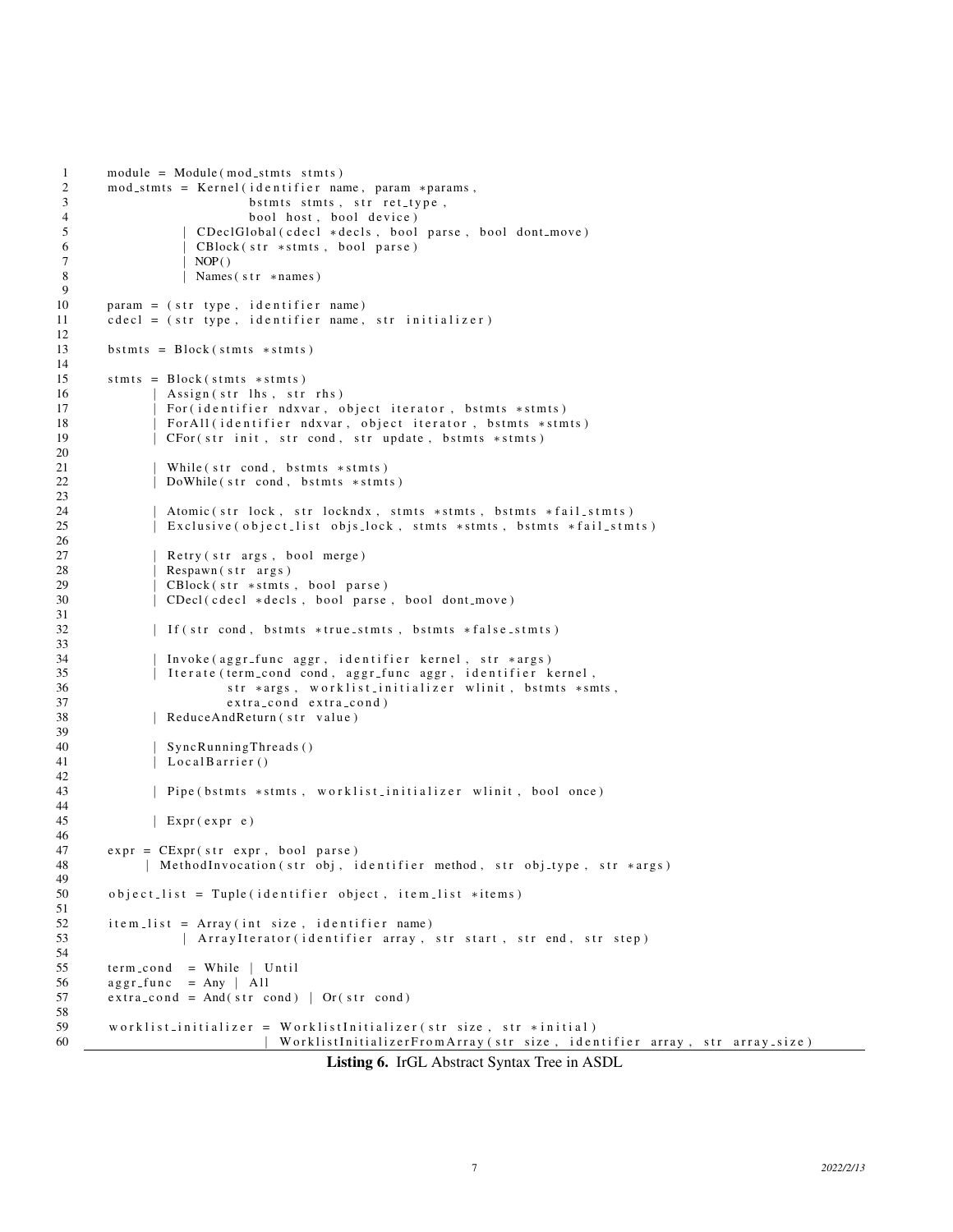```
module = Module(mod_stmts stmts)
mod_stmts = Kernel(identifier name, param *params,
                   bstmts stmts, str ret_type,
                   bool host, bool device)
          | CDeclGlobal(cdecl *decls, bool parse, bool dont_move)
          | CBlock(str *stmts, bool parse)
          | NOP()
          | Names(str *names)

param = (str type, identifier name)
cdecl = (str type, identifier name, str initializer)

bstmts = Block(stmts *stmts)

stmts = Block(stmts *stmts)
      | Assign(str lhs, str rhs)
      | For(identifier ndxvar, object iterator, bstmts *stmts)
      | ForAll(identifier ndxvar, object iterator, bstmts *stmts)
      | CFor(str init, str cond, str update, bstmts *stmts)

      | While(str cond, bstmts *stmts)
      | DoWhile(str cond, bstmts *stmts)

      | Atomic(str lock, str lockndx, stmts *stmts, bstmts *fail_stmts)
      | Exclusive(object_list objs_lock, stmts *stmts, bstmts *fail_stmts)

      | Retry(str args, bool merge)
      | Respawn(str args)
      | CBlock(str *stmts, bool parse)
      | CDecl(cdecl *decls, bool parse, bool dont_move)

      | If(str cond, bstmts *true_stmts, bstmts *false_stmts)

      | Invoke(aggr_func aggr, identifier kernel, str *args)
      | Iterate(term_cond cond, aggr_func aggr, identifier kernel,
                str *args, worklist_initializer wlinit, bstmts *smts,
                extra_cond extra_cond)
      | ReduceAndReturn(str value)

      | SyncRunningThreads()
      | LocalBarrier()

      | Pipe(bstmts *stmts, worklist_initializer wlinit, bool once)

      | Expr(expr e)

expr = CExpr(str expr, bool parse)
     | MethodInvocation(str obj, identifier method, str obj_type, str *args)

object_list = Tuple(identifier object, item_list *items)

item_list = Array(int size, identifier name)
          | ArrayIterator(identifier array, str start, str end, str step)

term_cond  = While | Until
aggr_func  = Any | All
extra_cond = And(str cond) | Or(str cond)

worklist_initializer = WorklistInitializer(str size, str *initial)
                     | WorklistInitializerFromArray(str size, identifier array, str array_size)
```

**Listing 6.** IrGL Abstract Syntax Tree in ASDL